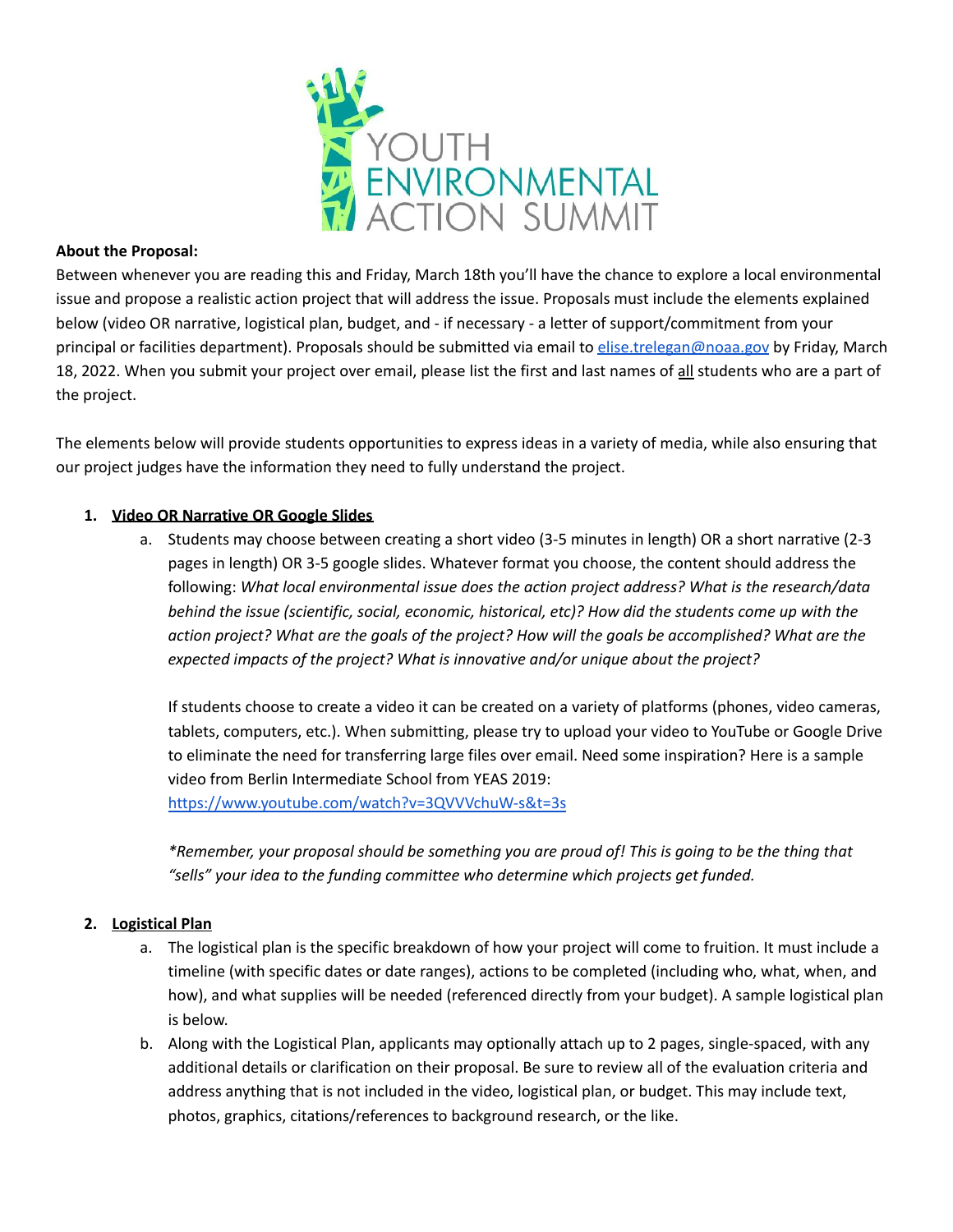YOUTH ENVIRONMENTAL ACTION SUMMIT

**About the Proposal:**

Between whenever you are reading this and Friday, March 18th you'll have the chance to explore a local environmental issue and propose a realistic action project that will address the issue. Proposals must include the elements explained below (video OR narrative, logistical plan, budget, and - if necessary - a letter of support/commitment from your principal or facilities department). Proposals should be submitted via email to [elise.trelegan@noaa.gov](mailto:elise.trelegan@noaa.gov) by Friday, March 18, 2022. When you submit your project over email, please list the first and last names of <u>all</u> students who are a part of the project.

The elements below will provide students opportunities to express ideas in a variety of media, while also ensuring that our project judges have the information they need to fully understand the project.

1. **<u>Video OR Narrative OR Google Slides</u>**
   a. Students may choose between creating a short video (3-5 minutes in length) OR a short narrative (2-3 pages in length) OR 3-5 google slides. Whatever format you choose, the content should address the following: *What local environmental issue does the action project address? What is the research/data behind the issue (scientific, social, economic, historical, etc)? How did the students come up with the action project? What are the goals of the project? How will the goals be accomplished? What are the expected impacts of the project? What is innovative and/or unique about the project?*

   If students choose to create a video it can be created on a variety of platforms (phones, video cameras, tablets, computers, etc.). When submitting, please try to upload your video to YouTube or Google Drive to eliminate the need for transferring large files over email. Need some inspiration? Here is a sample video from Berlin Intermediate School from YEAS 2019: [https://www.youtube.com/watch?v=3QVVVchuW-s&t=3s](https://www.youtube.com/watch?v=3QVVVchuW-s&t=3s)

   **Remember, your proposal should be something you are proud of! This is going to be the thing that "sells" your idea to the funding committee who determine which projects get funded.*

2. **<u>Logistical Plan</u>**
   a. The logistical plan is the specific breakdown of how your project will come to fruition. It must include a timeline (with specific dates or date ranges), actions to be completed (including who, what, when, and how), and what supplies will be needed (referenced directly from your budget). A sample logistical plan is below.
   b. Along with the Logistical Plan, applicants may optionally attach up to 2 pages, single-spaced, with any additional details or clarification on their proposal. Be sure to review all of the evaluation criteria and address anything that is not included in the video, logistical plan, or budget. This may include text, photos, graphics, citations/references to background research, or the like.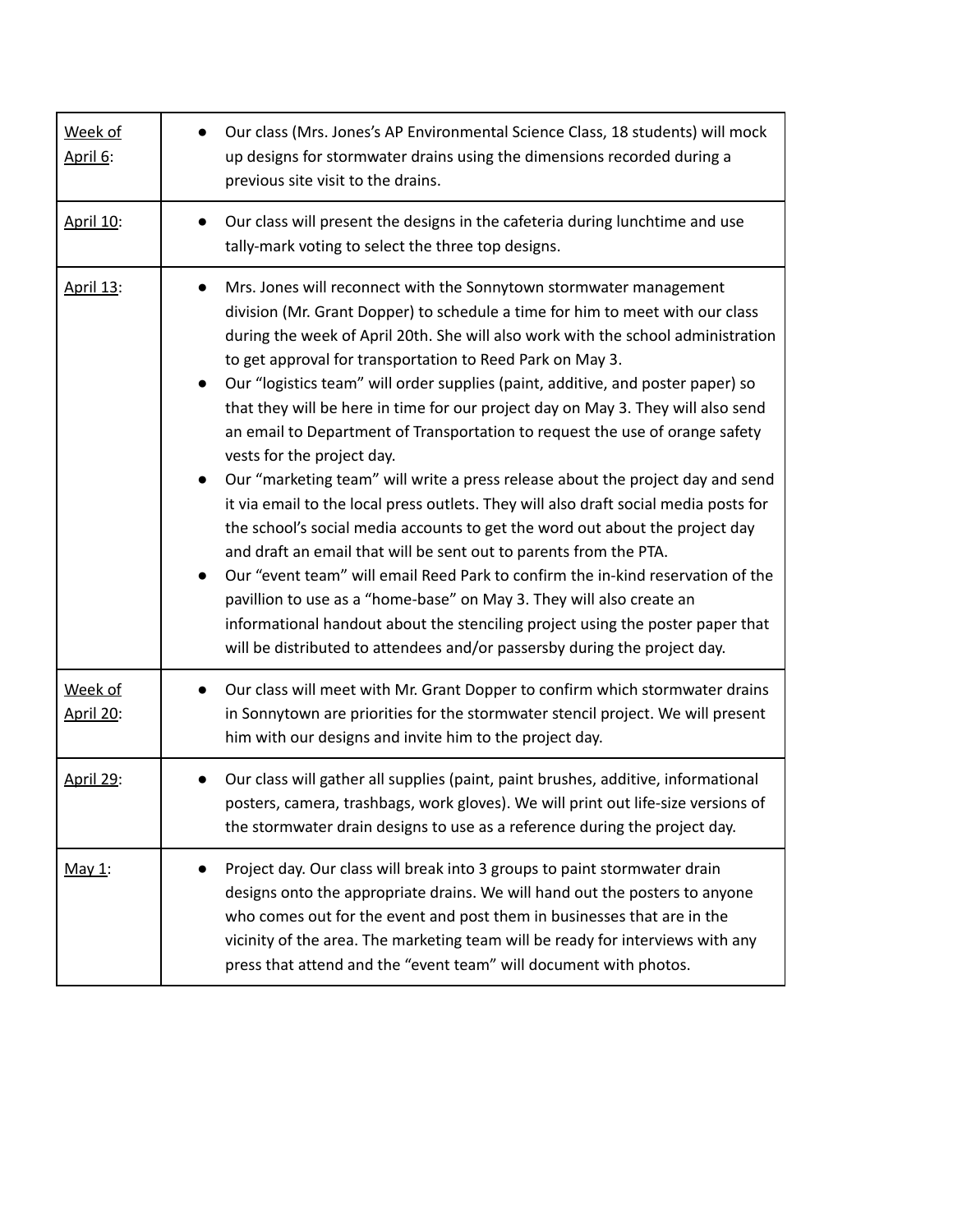| Week of April 6: | ● Our class (Mrs. Jones's AP Environmental Science Class, 18 students) will mock up designs for stormwater drains using the dimensions recorded during a previous site visit to the drains. |
|---|---|
| April 10: | ● Our class will present the designs in the cafeteria during lunchtime and use tally-mark voting to select the three top designs. |
| April 13: | ● Mrs. Jones will reconnect with the Sonnytown stormwater management division (Mr. Grant Dopper) to schedule a time for him to meet with our class during the week of April 20th. She will also work with the school administration to get approval for transportation to Reed Park on May 3.<br>● Our "logistics team" will order supplies (paint, additive, and poster paper) so that they will be here in time for our project day on May 3. They will also send an email to Department of Transportation to request the use of orange safety vests for the project day.<br>● Our "marketing team" will write a press release about the project day and send it via email to the local press outlets. They will also draft social media posts for the school's social media accounts to get the word out about the project day and draft an email that will be sent out to parents from the PTA.<br>● Our "event team" will email Reed Park to confirm the in-kind reservation of the pavillion to use as a "home-base" on May 3. They will also create an informational handout about the stenciling project using the poster paper that will be distributed to attendees and/or passersby during the project day. |
| Week of April 20: | ● Our class will meet with Mr. Grant Dopper to confirm which stormwater drains in Sonnytown are priorities for the stormwater stencil project. We will present him with our designs and invite him to the project day. |
| April 29: | ● Our class will gather all supplies (paint, paint brushes, additive, informational posters, camera, trashbags, work gloves). We will print out life-size versions of the stormwater drain designs to use as a reference during the project day. |
| May 1: | ● Project day. Our class will break into 3 groups to paint stormwater drain designs onto the appropriate drains. We will hand out the posters to anyone who comes out for the event and post them in businesses that are in the vicinity of the area. The marketing team will be ready for interviews with any press that attend and the "event team" will document with photos. |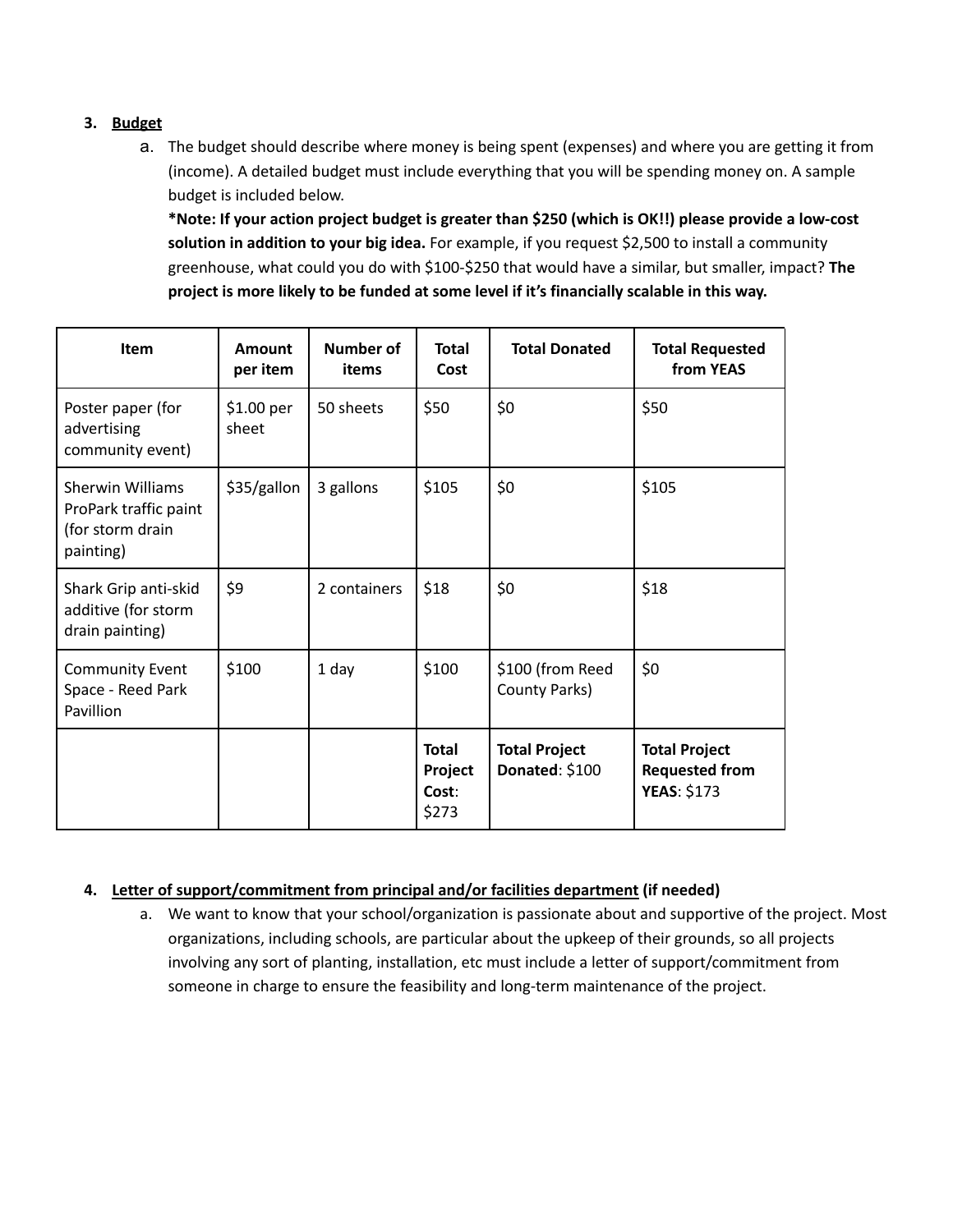3. **Budget**
   a. The budget should describe where money is being spent (expenses) and where you are getting it from (income). A detailed budget must include everything that you will be spending money on. A sample budget is included below.
   **\*Note: If your action project budget is greater than $250 (which is OK!!) please provide a low-cost solution in addition to your big idea.** For example, if you request $2,500 to install a community greenhouse, what could you do with $100-$250 that would have a similar, but smaller, impact? **The project is more likely to be funded at some level if it's financially scalable in this way.**

| Item | Amount per item | Number of items | Total Cost | Total Donated | Total Requested from YEAS |
|---|---|---|---|---|---|
| Poster paper (for advertising community event) | $1.00 per sheet | 50 sheets | $50 | $0 | $50 |
| Sherwin Williams ProPark traffic paint (for storm drain painting) | $35/gallon | 3 gallons | $105 | $0 | $105 |
| Shark Grip anti-skid additive (for storm drain painting) | $9 | 2 containers | $18 | $0 | $18 |
| Community Event Space - Reed Park Pavillion | $100 | 1 day | $100 | $100 (from Reed County Parks) | $0 |
| | | | **Total Project Cost**: $273 | **Total Project Donated**: $100 | **Total Project Requested from YEAS**: $173 |

4. **Letter of support/commitment from principal and/or facilities department** (if needed)
   a. We want to know that your school/organization is passionate about and supportive of the project. Most organizations, including schools, are particular about the upkeep of their grounds, so all projects involving any sort of planting, installation, etc must include a letter of support/commitment from someone in charge to ensure the feasibility and long-term maintenance of the project.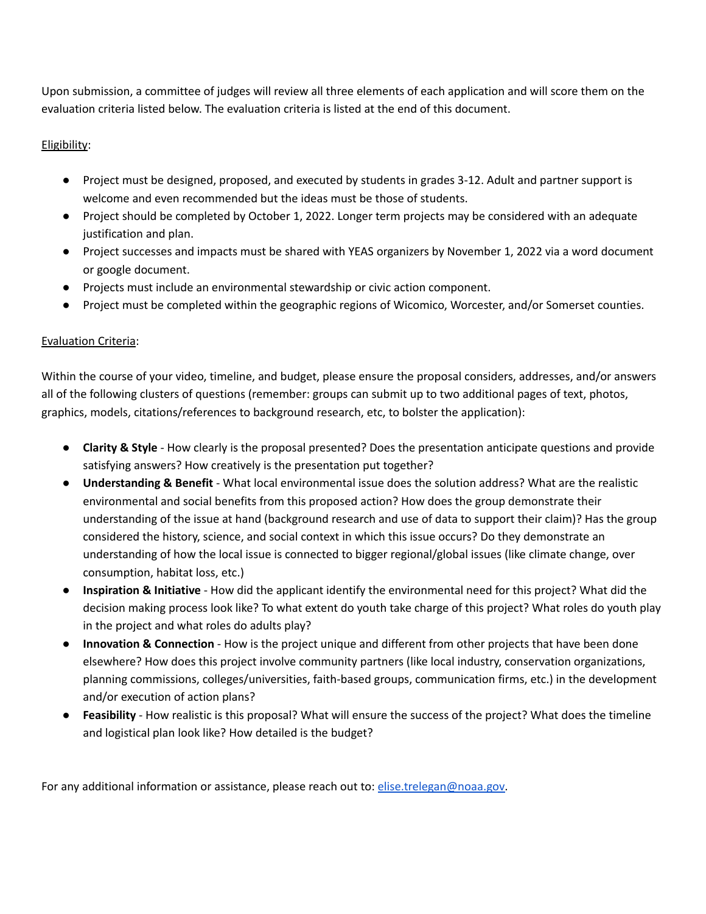Upon submission, a committee of judges will review all three elements of each application and will score them on the evaluation criteria listed below. The evaluation criteria is listed at the end of this document.

<u>Eligibility</u>:

- Project must be designed, proposed, and executed by students in grades 3-12. Adult and partner support is welcome and even recommended but the ideas must be those of students.
- Project should be completed by October 1, 2022. Longer term projects may be considered with an adequate justification and plan.
- Project successes and impacts must be shared with YEAS organizers by November 1, 2022 via a word document or google document.
- Projects must include an environmental stewardship or civic action component.
- Project must be completed within the geographic regions of Wicomico, Worcester, and/or Somerset counties.

<u>Evaluation Criteria</u>:

Within the course of your video, timeline, and budget, please ensure the proposal considers, addresses, and/or answers all of the following clusters of questions (remember: groups can submit up to two additional pages of text, photos, graphics, models, citations/references to background research, etc, to bolster the application):

- **Clarity & Style** - How clearly is the proposal presented? Does the presentation anticipate questions and provide satisfying answers? How creatively is the presentation put together?
- **Understanding & Benefit** - What local environmental issue does the solution address? What are the realistic environmental and social benefits from this proposed action? How does the group demonstrate their understanding of the issue at hand (background research and use of data to support their claim)? Has the group considered the history, science, and social context in which this issue occurs? Do they demonstrate an understanding of how the local issue is connected to bigger regional/global issues (like climate change, over consumption, habitat loss, etc.)
- **Inspiration & Initiative** - How did the applicant identify the environmental need for this project? What did the decision making process look like? To what extent do youth take charge of this project? What roles do youth play in the project and what roles do adults play?
- **Innovation & Connection** - How is the project unique and different from other projects that have been done elsewhere? How does this project involve community partners (like local industry, conservation organizations, planning commissions, colleges/universities, faith-based groups, communication firms, etc.) in the development and/or execution of action plans?
- **Feasibility** - How realistic is this proposal? What will ensure the success of the project? What does the timeline and logistical plan look like? How detailed is the budget?

For any additional information or assistance, please reach out to: [elise.trelegan@noaa.gov](mailto:elise.trelegan@noaa.gov).